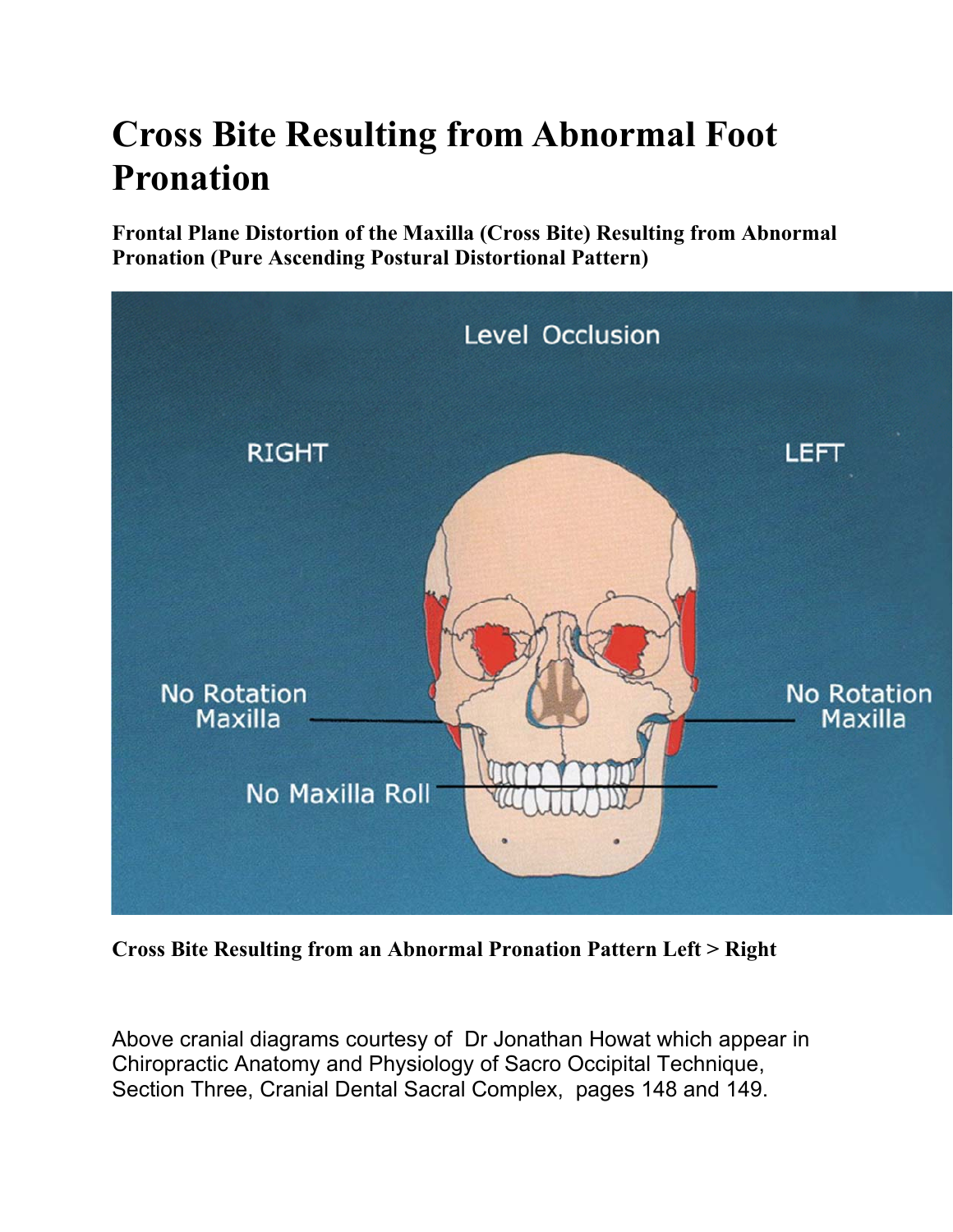# Cross Bite Resulting from Abnormal Foot Pronation

**Frontal Plane Distortion of the Maxilla (Cross Bite) Resulting from Abnormal Pronation (Pure Ascending Postural Distortional Pattern)**

**Cross Bite Resulting from an Abnormal Pronation Pattern Left > Right**

Above cranial diagrams courtesy of Dr Jonathan Howat which appear in Chiropractic Anatomy and Physiology of Sacro Occipital Technique, Section Three, Cranial Dental Sacral Complex, pages 148 and 149.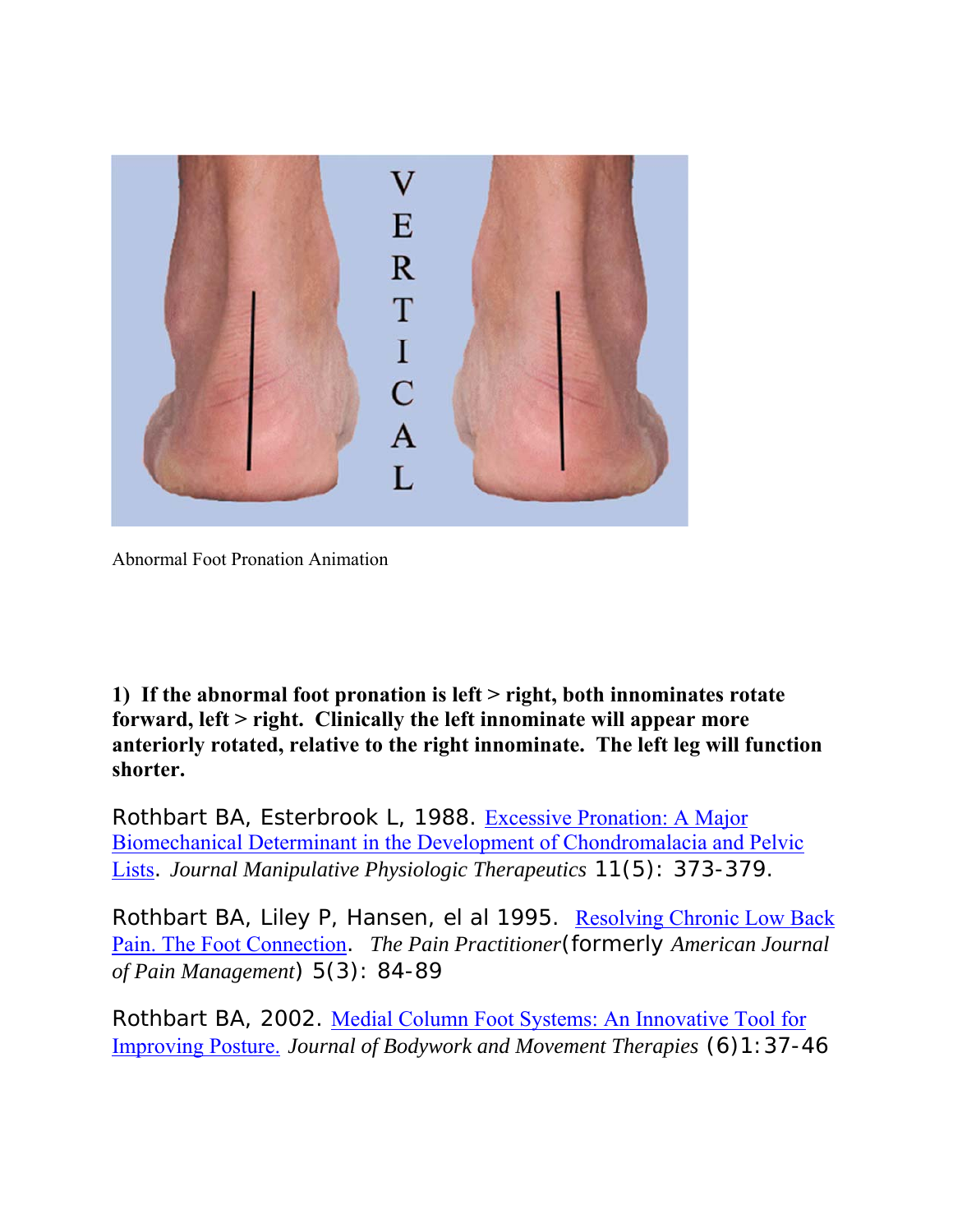Abnormal Foot Pronation Animation

**1) If the abnormal foot pronation is left > right, both innominates rotate forward, left > right. Clinically the left innominate will appear more anteriorly rotated, relative to the right innominate. The left leg will function shorter.**

Rothbart BA, Esterbrook L, 1988. Excessive Pronation: A Major Biomechanical Determinant in the Development of Chondromalacia and Pelvic Lists. *Journal Manipulative Physiologic Therapeutics* 11(5): 373-379.

Rothbart BA, Liley P, Hansen, el al 1995. Resolving Chronic Low Back Pain. The Foot Connection. *The Pain Practitioner*(formerly *American Journal of Pain Management*) 5(3): 84-89

Rothbart BA, 2002. Medial Column Foot Systems: An Innovative Tool for Improving Posture. *Journal of Bodywork and Movement Therapies* (6)1:37-46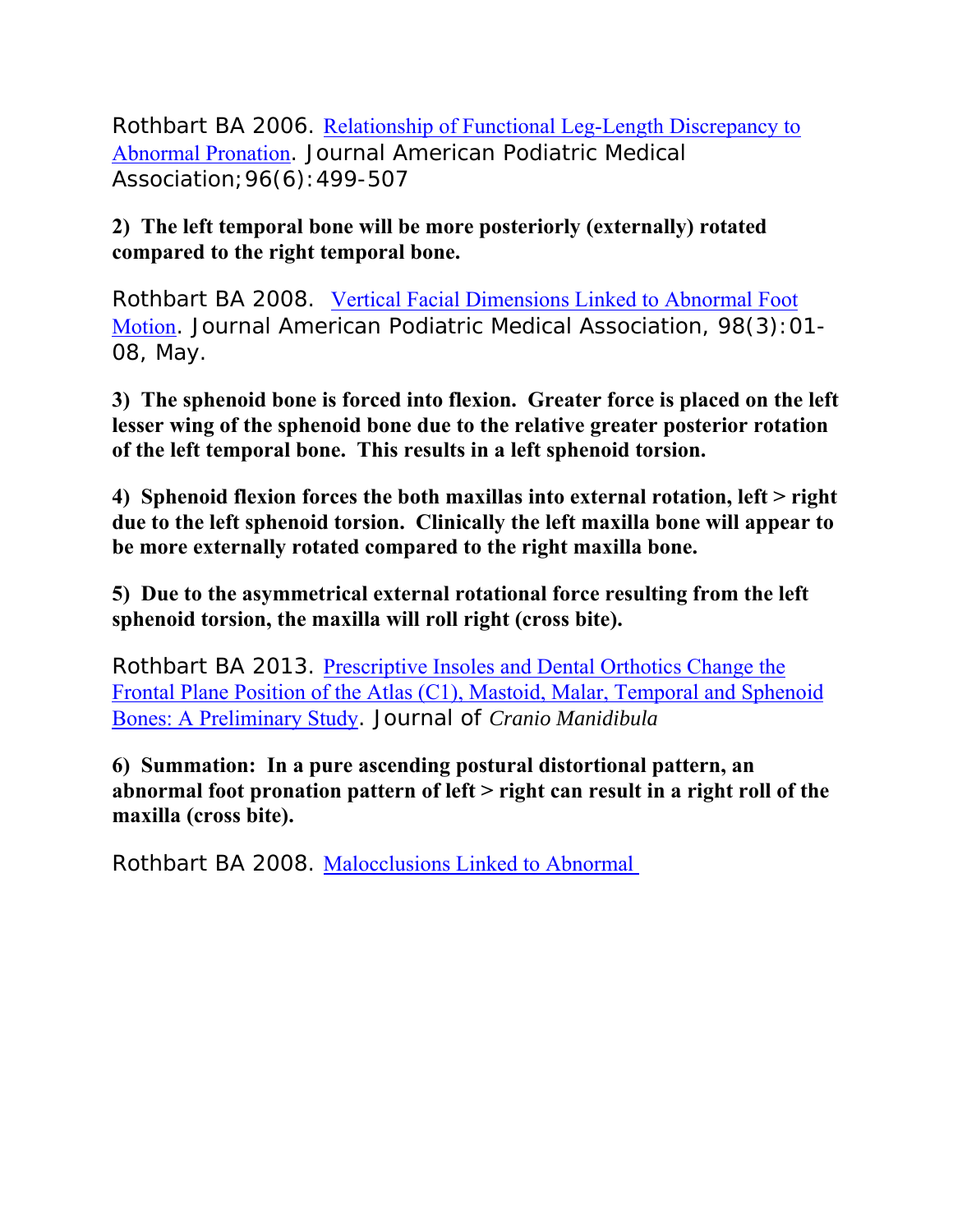Rothbart BA 2006. Relationship of Functional Leg-Length Discrepancy to Abnormal Pronation. Journal American Podiatric Medical Association;96(6):499-507

**2) The left temporal bone will be more posteriorly (externally) rotated compared to the right temporal bone.**

Rothbart BA 2008. Vertical Facial Dimensions Linked to Abnormal Foot Motion. Journal American Podiatric Medical Association, 98(3):01-08, May.

**3) The sphenoid bone is forced into flexion. Greater force is placed on the left lesser wing of the sphenoid bone due to the relative greater posterior rotation of the left temporal bone. This results in a left sphenoid torsion.**

**4) Sphenoid flexion forces the both maxillas into external rotation, left > right due to the left sphenoid torsion. Clinically the left maxilla bone will appear to be more externally rotated compared to the right maxilla bone.**

**5) Due to the asymmetrical external rotational force resulting from the left sphenoid torsion, the maxilla will roll right (cross bite).**

Rothbart BA 2013. Prescriptive Insoles and Dental Orthotics Change the Frontal Plane Position of the Atlas (C1), Mastoid, Malar, Temporal and Sphenoid Bones: A Preliminary Study. Journal of *Cranio Manidibula*

**6) Summation: In a pure ascending postural distortional pattern, an abnormal foot pronation pattern of left > right can result in a right roll of the maxilla (cross bite).**

Rothbart BA 2008. Malocclusions Linked to Abnormal